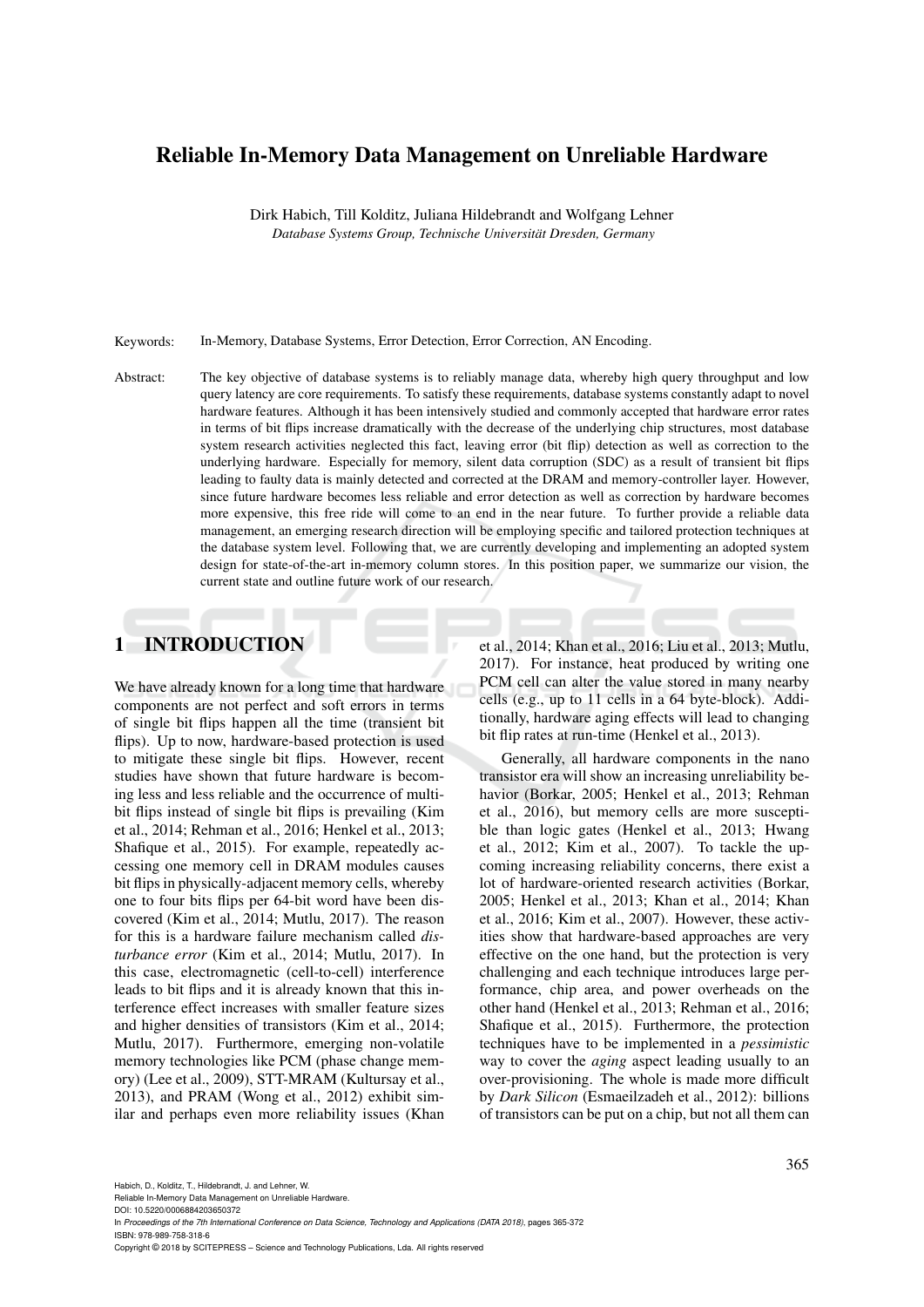# Reliable In-Memory Data Management on Unreliable Hardware

Dirk Habich, Till Kolditz, Juliana Hildebrandt and Wolfgang Lehner

*Database Systems Group, Technische Universität Dresden, Germany*

Keywords: In-Memory, Database Systems, Error Detection, Error Correction, AN Encoding.

Abstract: The key objective of database systems is to reliably manage data, whereby high query throughput and low query latency are core requirements. To satisfy these requirements, database systems constantly adapt to novel hardware features. Although it has been intensively studied and commonly accepted that hardware error rates in terms of bit flips increase dramatically with the decrease of the underlying chip structures, most database system research activities neglected this fact, leaving error (bit flip) detection as well as correction to the underlying hardware. Especially for memory, silent data corruption (SDC) as a result of transient bit flips leading to faulty data is mainly detected and corrected at the DRAM and memory-controller layer. However, since future hardware becomes less reliable and error detection as well as correction by hardware becomes more expensive, this free ride will come to an end in the near future. To further provide a reliable data management, an emerging research direction will be employing specific and tailored protection techniques at the database system level. Following that, we are currently developing and implementing an adopted system design for state-of-the-art in-memory column stores. In this position paper, we summarize our vision, the current state and outline future work of our research.

## 1 INTRODUCTION

We have already known for a long time that hardware components are not perfect and soft errors in terms of single bit flips happen all the time (transient bit flips). Up to now, hardware-based protection is used to mitigate these single bit flips. However, recent studies have shown that future hardware is becoming less and less reliable and the occurrence of multi-bit flips instead of single bit flips is prevailing (Kim et al., 2014; Rehman et al., 2016; Henkel et al., 2013; Shafique et al., 2015). For example, repeatedly accessing one memory cell in DRAM modules causes bit flips in physically-adjacent memory cells, whereby one to four bits flips per 64-bit word have been discovered (Kim et al., 2014; Mutlu, 2017). The reason for this is a hardware failure mechanism called *disturbance error* (Kim et al., 2014; Mutlu, 2017). In this case, electromagnetic (cell-to-cell) interference leads to bit flips and it is already known that this interference effect increases with smaller feature sizes and higher densities of transistors (Kim et al., 2014; Mutlu, 2017). Furthermore, emerging non-volatile memory technologies like PCM (phase change memory) (Lee et al., 2009), STT-MRAM (Kultursay et al., 2013), and PRAM (Wong et al., 2012) exhibit similar and perhaps even more reliability issues (Khan et al., 2014; Khan et al., 2016; Liu et al., 2013; Mutlu, 2017). For instance, heat produced by writing one PCM cell can alter the value stored in many nearby cells (e.g., up to 11 cells in a 64 byte-block). Additionally, hardware aging effects will lead to changing bit flip rates at run-time (Henkel et al., 2013).

Generally, all hardware components in the nano transistor era will show an increasing unreliability behavior (Borkar, 2005; Henkel et al., 2013; Rehman et al., 2016), but memory cells are more susceptible than logic gates (Henkel et al., 2013; Hwang et al., 2012; Kim et al., 2007). To tackle the upcoming increasing reliability concerns, there exist a lot of hardware-oriented research activities (Borkar, 2005; Henkel et al., 2013; Khan et al., 2014; Khan et al., 2016; Kim et al., 2007). However, these activities show that hardware-based approaches are very effective on the one hand, but the protection is very challenging and each technique introduces large performance, chip area, and power overheads on the other hand (Henkel et al., 2013; Rehman et al., 2016; Shafique et al., 2015). Furthermore, the protection techniques have to be implemented in a *pessimistic* way to cover the *aging* aspect leading usually to an over-provisioning. The whole is made more difficult by *Dark Silicon* (Esmaeilzadeh et al., 2012): billions of transistors can be put on a chip, but not all them can

Habich, D., Kolditz, T., Hildebrandt, J. and Lehner, W.
Reliable In-Memory Data Management on Unreliable Hardware.
DOI: 10.5220/0006884203650372
In *Proceedings of the 7th International Conference on Data Science, Technology and Applications (DATA 2018)*, pages 365-372
ISBN: 978-989-758-318-6
Copyright © 2018 by SCITEPRESS – Science and Technology Publications, Lda. All rights reserved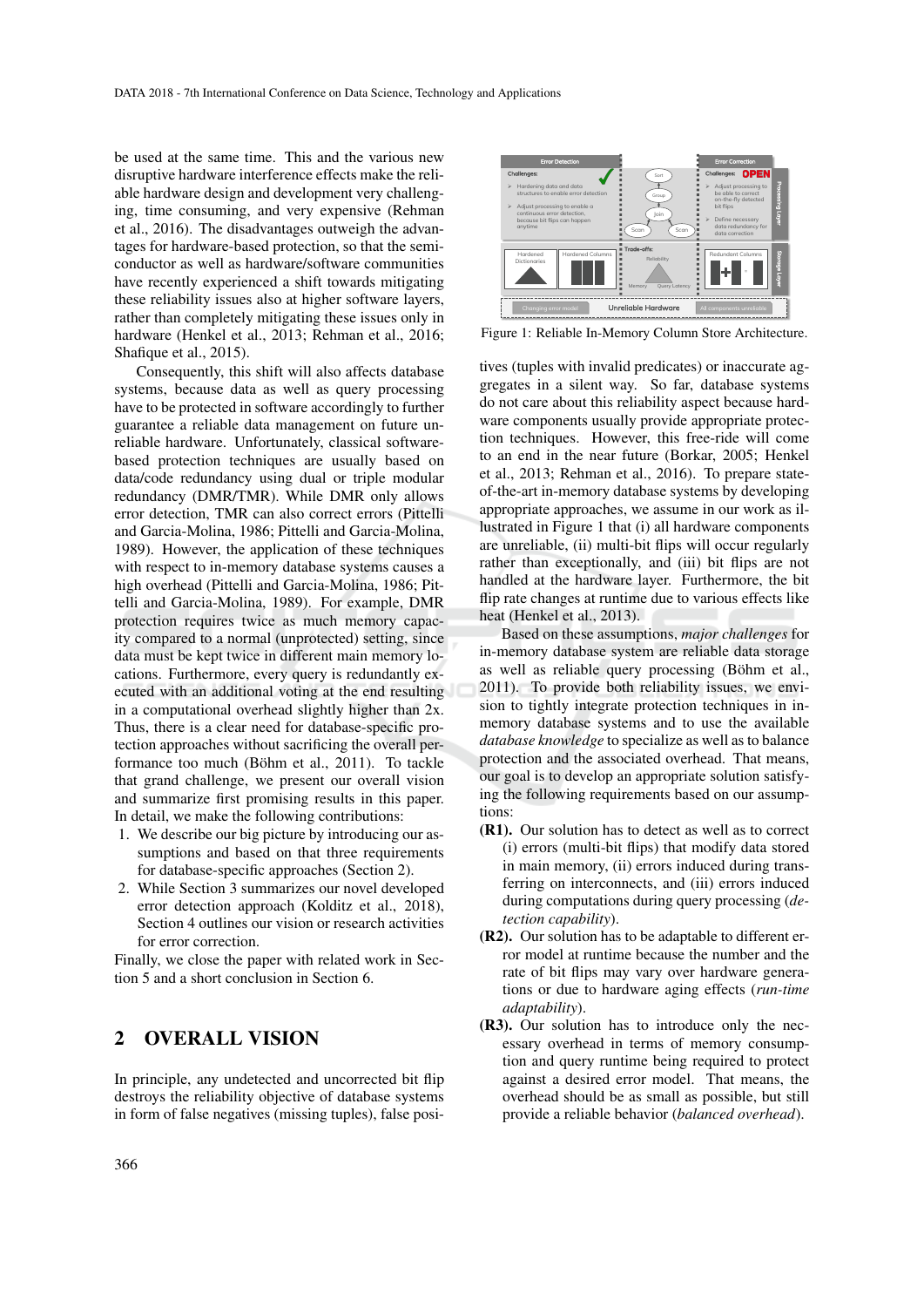be used at the same time. This and the various new disruptive hardware interference effects make the reliable hardware design and development very challenging, time consuming, and very expensive (Rehman et al., 2016). The disadvantages outweigh the advantages for hardware-based protection, so that the semiconductor as well as hardware/software communities have recently experienced a shift towards mitigating these reliability issues also at higher software layers, rather than completely mitigating these issues only in hardware (Henkel et al., 2013; Rehman et al., 2016; Shafique et al., 2015).

Consequently, this shift will also affects database systems, because data as well as query processing have to be protected in software accordingly to further guarantee a reliable data management on future unreliable hardware. Unfortunately, classical software-based protection techniques are usually based on data/code redundancy using dual or triple modular redundancy (DMR/TMR). While DMR only allows error detection, TMR can also correct errors (Pittelli and Garcia-Molina, 1986; Pittelli and Garcia-Molina, 1989). However, the application of these techniques with respect to in-memory database systems causes a high overhead (Pittelli and Garcia-Molina, 1986; Pittelli and Garcia-Molina, 1989). For example, DMR protection requires twice as much memory capacity compared to a normal (unprotected) setting, since data must be kept twice in different main memory locations. Furthermore, every query is redundantly executed with an additional voting at the end resulting in a computational overhead slightly higher than 2x. Thus, there is a clear need for database-specific protection approaches without sacrificing the overall performance too much (Böhm et al., 2011). To tackle that grand challenge, we present our overall vision and summarize first promising results in this paper. In detail, we make the following contributions:

1. We describe our big picture by introducing our assumptions and based on that three requirements for database-specific approaches (Section 2).
2. While Section 3 summarizes our novel developed error detection approach (Kolditz et al., 2018), Section 4 outlines our vision or research activities for error correction.

Finally, we close the paper with related work in Section 5 and a short conclusion in Section 6.

## 2 OVERALL VISION

In principle, any undetected and uncorrected bit flip destroys the reliability objective of database systems in form of false negatives (missing tuples), false positives (tuples with invalid predicates) or inaccurate aggregates in a silent way. So far, database systems do not care about this reliability aspect because hardware components usually provide appropriate protection techniques. However, this free-ride will come to an end in the near future (Borkar, 2005; Henkel et al., 2013; Rehman et al., 2016). To prepare state-of-the-art in-memory database systems by developing appropriate approaches, we assume in our work as illustrated in Figure 1 that (i) all hardware components are unreliable, (ii) multi-bit flips will occur regularly rather than exceptionally, and (iii) bit flips are not handled at the hardware layer. Furthermore, the bit flip rate changes at runtime due to various effects like heat (Henkel et al., 2013).

Figure 1: Reliable In-Memory Column Store Architecture.

Based on these assumptions, *major challenges* for in-memory database system are reliable data storage as well as reliable query processing (Böhm et al., 2011). To provide both reliability issues, we envision to tightly integrate protection techniques in in-memory database systems and to use the available *database knowledge* to specialize as well as to balance protection and the associated overhead. That means, our goal is to develop an appropriate solution satisfying the following requirements based on our assumptions:

**(R1).** Our solution has to detect as well as to correct (i) errors (multi-bit flips) that modify data stored in main memory, (ii) errors induced during transferring on interconnects, and (iii) errors induced during computations during query processing (*detection capability*).

**(R2).** Our solution has to be adaptable to different error model at runtime because the number and the rate of bit flips may vary over hardware generations or due to hardware aging effects (*run-time adaptability*).

**(R3).** Our solution has to introduce only the necessary overhead in terms of memory consumption and query runtime being required to protect against a desired error model. That means, the overhead should be as small as possible, but still provide a reliable behavior (*balanced overhead*).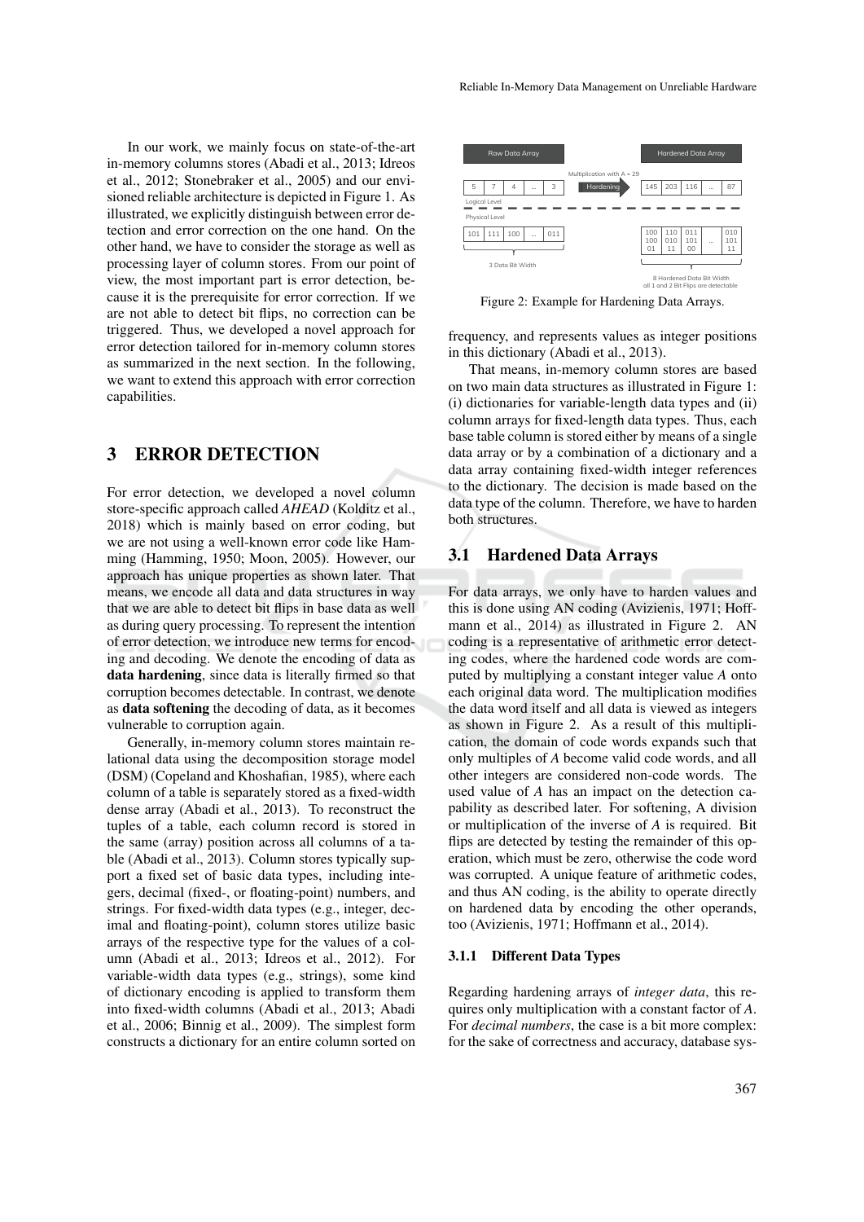In our work, we mainly focus on state-of-the-art in-memory columns stores (Abadi et al., 2013; Idreos et al., 2012; Stonebraker et al., 2005) and our envisioned reliable architecture is depicted in Figure 1. As illustrated, we explicitly distinguish between error detection and error correction on the one hand. On the other hand, we have to consider the storage as well as processing layer of column stores. From our point of view, the most important part is error detection, because it is the prerequisite for error correction. If we are not able to detect bit flips, no correction can be triggered. Thus, we developed a novel approach for error detection tailored for in-memory column stores as summarized in the next section. In the following, we want to extend this approach with error correction capabilities.

## 3 ERROR DETECTION

For error detection, we developed a novel column store-specific approach called *AHEAD* (Kolditz et al., 2018) which is mainly based on error coding, but we are not using a well-known error code like Hamming (Hamming, 1950; Moon, 2005). However, our approach has unique properties as shown later. That means, we encode all data and data structures in way that we are able to detect bit flips in base data as well as during query processing. To represent the intention of error detection, we introduce new terms for encoding and decoding. We denote the encoding of data as **data hardening**, since data is literally firmed so that corruption becomes detectable. In contrast, we denote as **data softening** the decoding of data, as it becomes vulnerable to corruption again.

Generally, in-memory column stores maintain relational data using the decomposition storage model (DSM) (Copeland and Khoshafian, 1985), where each column of a table is separately stored as a fixed-width dense array (Abadi et al., 2013). To reconstruct the tuples of a table, each column record is stored in the same (array) position across all columns of a table (Abadi et al., 2013). Column stores typically support a fixed set of basic data types, including integers, decimal (fixed-, or floating-point) numbers, and strings. For fixed-width data types (e.g., integer, decimal and floating-point), column stores utilize basic arrays of the respective type for the values of a column (Abadi et al., 2013; Idreos et al., 2012). For variable-width data types (e.g., strings), some kind of dictionary encoding is applied to transform them into fixed-width columns (Abadi et al., 2013; Abadi et al., 2006; Binnig et al., 2009). The simplest form constructs a dictionary for an entire column sorted on frequency, and represents values as integer positions in this dictionary (Abadi et al., 2013).

That means, in-memory column stores are based on two main data structures as illustrated in Figure 1: (i) dictionaries for variable-length data types and (ii) column arrays for fixed-length data types. Thus, each base table column is stored either by means of a single data array or by a combination of a dictionary and a data array containing fixed-width integer references to the dictionary. The decision is made based on the data type of the column. Therefore, we have to harden both structures.

Figure 2: Example for Hardening Data Arrays.

### 3.1 Hardened Data Arrays

For data arrays, we only have to harden values and this is done using AN coding (Avizienis, 1971; Hoffmann et al., 2014) as illustrated in Figure 2. AN coding is a representative of arithmetic error detecting codes, where the hardened code words are computed by multiplying a constant integer value $A$ onto each original data word. The multiplication modifies the data word itself and all data is viewed as integers as shown in Figure 2. As a result of this multiplication, the domain of code words expands such that only multiples of $A$ become valid code words, and all other integers are considered non-code words. The used value of $A$ has an impact on the detection capability as described later. For softening, A division or multiplication of the inverse of $A$ is required. Bit flips are detected by testing the remainder of this operation, which must be zero, otherwise the code word was corrupted. A unique feature of arithmetic codes, and thus AN coding, is the ability to operate directly on hardened data by encoding the other operands, too (Avizienis, 1971; Hoffmann et al., 2014).

#### 3.1.1 Different Data Types

Regarding hardening arrays of *integer data*, this requires only multiplication with a constant factor of $A$. For *decimal numbers*, the case is a bit more complex: for the sake of correctness and accuracy, database sys-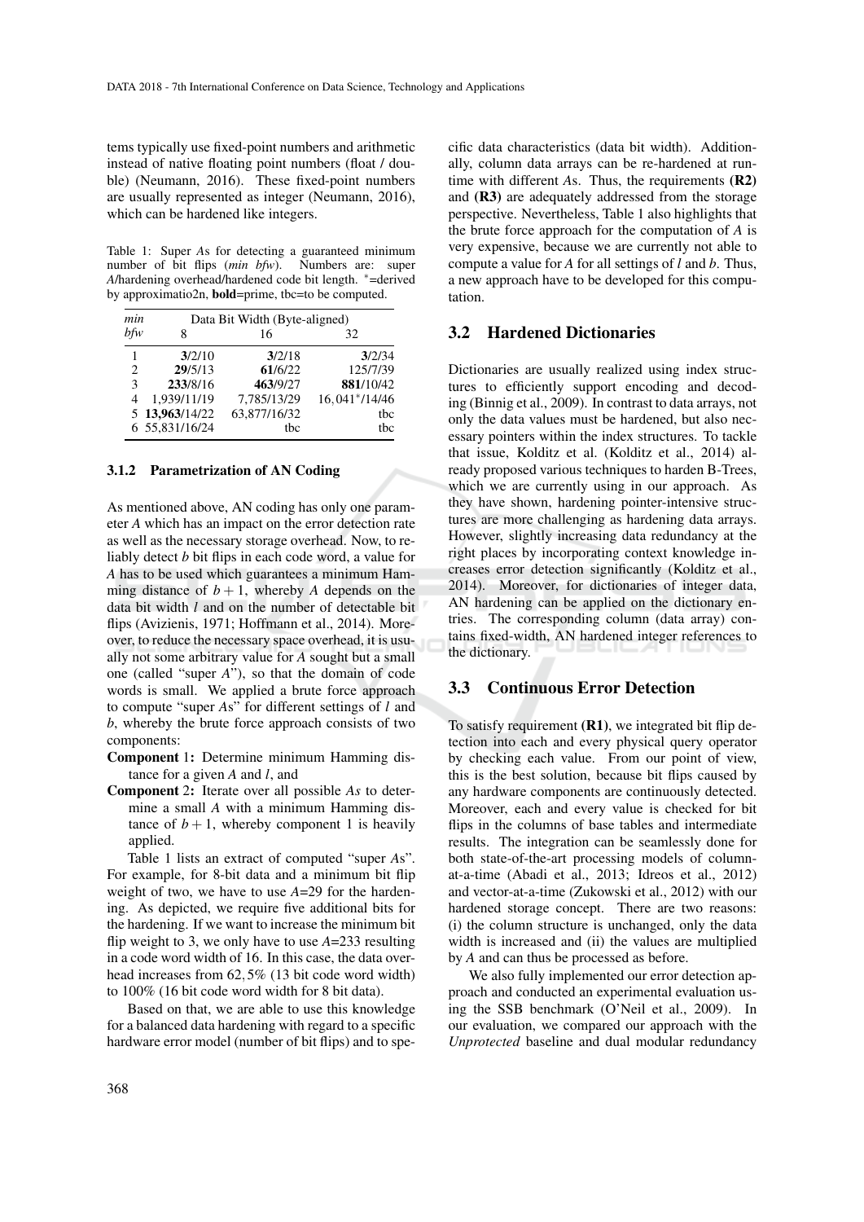tems typically use fixed-point numbers and arithmetic instead of native floating point numbers (float / double) (Neumann, 2016). These fixed-point numbers are usually represented as integer (Neumann, 2016), which can be hardened like integers.

Table 1: Super *A*s for detecting a guaranteed minimum number of bit flips (*min bfw*). Numbers are: super *A*/hardening overhead/hardened code bit length. $^*$=derived by approximatio2n, **bold**=prime, tbc=to be computed.

| *min bfw* | Data Bit Width (Byte-aligned) | | |
|---|---|---|---|
| | 8 | 16 | 32 |
| 1 | **3**/2/10 | **3**/2/18 | **3**/2/34 |
| 2 | **29**/5/13 | **61**/6/22 | 125/7/39 |
| 3 | **233**/8/16 | **463**/9/27 | **881**/10/42 |
| 4 | 1,939/11/19 | 7,785/13/29 | $16,041^*$/14/46 |
| 5 | **13,963**/14/22 | 63,877/16/32 | tbc |
| 6 | 55,831/16/24 | tbc | tbc |

#### 3.1.2 Parametrization of AN Coding

As mentioned above, AN coding has only one parameter *A* which has an impact on the error detection rate as well as the necessary storage overhead. Now, to reliably detect *b* bit flips in each code word, a value for *A* has to be used which guarantees a minimum Hamming distance of $b+1$, whereby *A* depends on the data bit width *l* and on the number of detectable bit flips (Avizienis, 1971; Hoffmann et al., 2014). Moreover, to reduce the necessary space overhead, it is usually not some arbitrary value for *A* sought but a small one (called "super *A*"), so that the domain of code words is small. We applied a brute force approach to compute "super *A*s" for different settings of *l* and *b*, whereby the brute force approach consists of two components:

- **Component 1:** Determine minimum Hamming distance for a given *A* and *l*, and
- **Component 2:** Iterate over all possible *A*s to determine a small *A* with a minimum Hamming distance of $b+1$, whereby component 1 is heavily applied.

Table 1 lists an extract of computed "super *A*s". For example, for 8-bit data and a minimum bit flip weight of two, we have to use *A*=29 for the hardening. As depicted, we require five additional bits for the hardening. If we want to increase the minimum bit flip weight to 3, we only have to use *A*=233 resulting in a code word width of 16. In this case, the data overhead increases from 62,5% (13 bit code word width) to 100% (16 bit code word width for 8 bit data).

Based on that, we are able to use this knowledge for a balanced data hardening with regard to a specific hardware error model (number of bit flips) and to specific data characteristics (data bit width). Additionally, column data arrays can be re-hardened at runtime with different *A*s. Thus, the requirements **(R2)** and **(R3)** are adequately addressed from the storage perspective. Nevertheless, Table 1 also highlights that the brute force approach for the computation of *A* is very expensive, because we are currently not able to compute a value for *A* for all settings of *l* and *b*. Thus, a new approach have to be developed for this computation.

### 3.2 Hardened Dictionaries

Dictionaries are usually realized using index structures to efficiently support encoding and decoding (Binnig et al., 2009). In contrast to data arrays, not only the data values must be hardened, but also necessary pointers within the index structures. To tackle that issue, Kolditz et al. (Kolditz et al., 2014) already proposed various techniques to harden B-Trees, which we are currently using in our approach. As they have shown, hardening pointer-intensive structures are more challenging as hardening data arrays. However, slightly increasing data redundancy at the right places by incorporating context knowledge increases error detection significantly (Kolditz et al., 2014). Moreover, for dictionaries of integer data, AN hardening can be applied on the dictionary entries. The corresponding column (data array) contains fixed-width, AN hardened integer references to the dictionary.

### 3.3 Continuous Error Detection

To satisfy requirement **(R1)**, we integrated bit flip detection into each and every physical query operator by checking each value. From our point of view, this is the best solution, because bit flips caused by any hardware components are continuously detected. Moreover, each and every value is checked for bit flips in the columns of base tables and intermediate results. The integration can be seamlessly done for both state-of-the-art processing models of column-at-a-time (Abadi et al., 2013; Idreos et al., 2012) and vector-at-a-time (Zukowski et al., 2012) with our hardened storage concept. There are two reasons: (i) the column structure is unchanged, only the data width is increased and (ii) the values are multiplied by *A* and can thus be processed as before.

We also fully implemented our error detection approach and conducted an experimental evaluation using the SSB benchmark (O'Neil et al., 2009). In our evaluation, we compared our approach with the *Unprotected* baseline and dual modular redundancy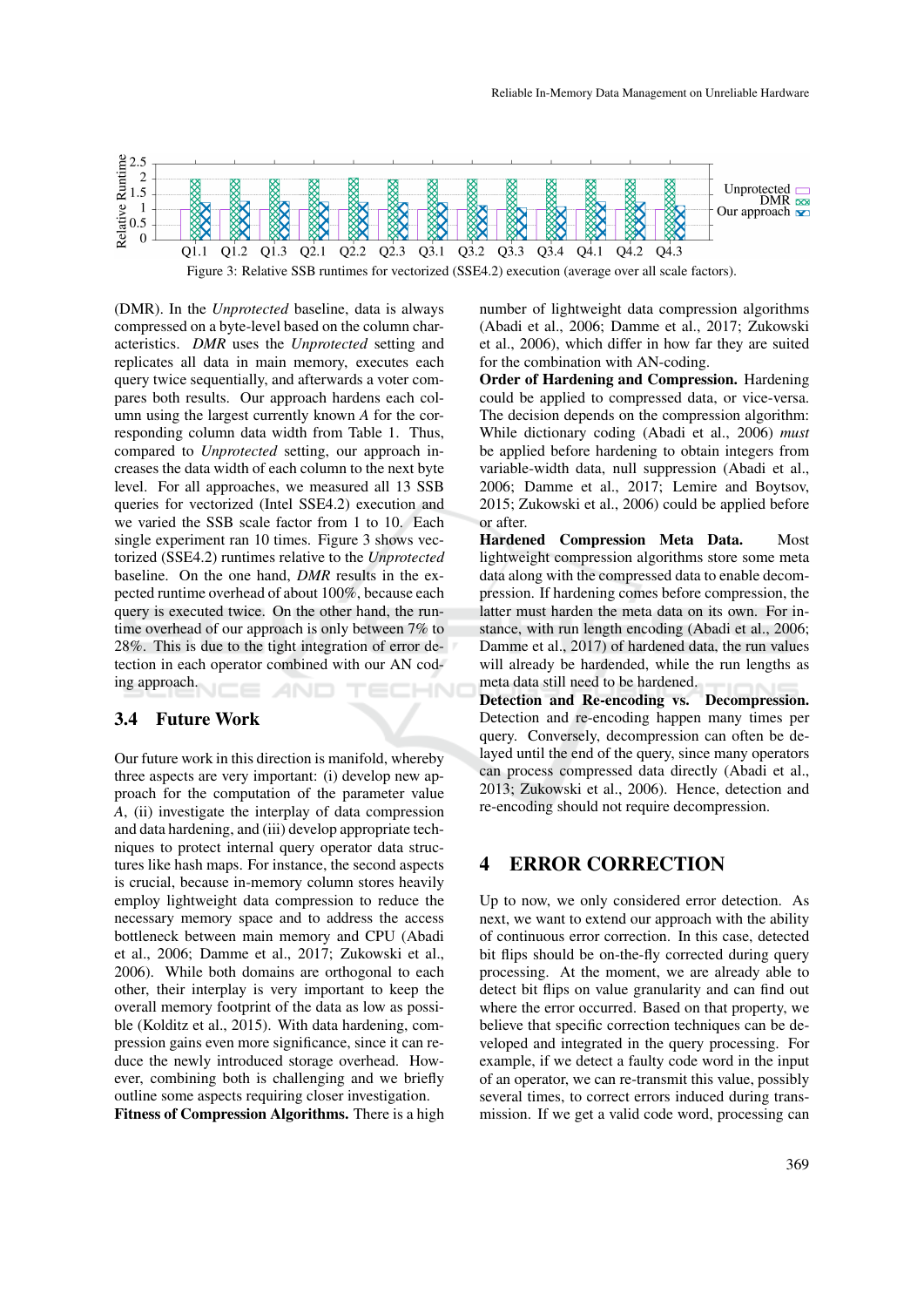Figure 3: Relative SSB runtimes for vectorized (SSE4.2) execution (average over all scale factors).

(DMR). In the *Unprotected* baseline, data is always compressed on a byte-level based on the column characteristics. *DMR* uses the *Unprotected* setting and replicates all data in main memory, executes each query twice sequentially, and afterwards a voter compares both results. Our approach hardens each column using the largest currently known *A* for the corresponding column data width from Table 1. Thus, compared to *Unprotected* setting, our approach increases the data width of each column to the next byte level. For all approaches, we measured all 13 SSB queries for vectorized (Intel SSE4.2) execution and we varied the SSB scale factor from 1 to 10. Each single experiment ran 10 times. Figure 3 shows vectorized (SSE4.2) runtimes relative to the *Unprotected* baseline. On the one hand, *DMR* results in the expected runtime overhead of about 100%, because each query is executed twice. On the other hand, the runtime overhead of our approach is only between 7% to 28%. This is due to the tight integration of error detection in each operator combined with our AN coding approach.

### 3.4 Future Work

Our future work in this direction is manifold, whereby three aspects are very important: (i) develop new approach for the computation of the parameter value *A*, (ii) investigate the interplay of data compression and data hardening, and (iii) develop appropriate techniques to protect internal query operator data structures like hash maps. For instance, the second aspects is crucial, because in-memory column stores heavily employ lightweight data compression to reduce the necessary memory space and to address the access bottleneck between main memory and CPU (Abadi et al., 2006; Damme et al., 2017; Zukowski et al., 2006). While both domains are orthogonal to each other, their interplay is very important to keep the overall memory footprint of the data as low as possible (Kolditz et al., 2015). With data hardening, compression gains even more significance, since it can reduce the newly introduced storage overhead. However, combining both is challenging and we briefly outline some aspects requiring closer investigation.

**Fitness of Compression Algorithms.** There is a high number of lightweight data compression algorithms (Abadi et al., 2006; Damme et al., 2017; Zukowski et al., 2006), which differ in how far they are suited for the combination with AN-coding.

**Order of Hardening and Compression.** Hardening could be applied to compressed data, or vice-versa. The decision depends on the compression algorithm: While dictionary coding (Abadi et al., 2006) *must* be applied before hardening to obtain integers from variable-width data, null suppression (Abadi et al., 2006; Damme et al., 2017; Lemire and Boytsov, 2015; Zukowski et al., 2006) could be applied before or after.

**Hardened Compression Meta Data.** Most lightweight compression algorithms store some meta data along with the compressed data to enable decompression. If hardening comes before compression, the latter must harden the meta data on its own. For instance, with run length encoding (Abadi et al., 2006; Damme et al., 2017) of hardened data, the run values will already be hardended, while the run lengths as meta data still need to be hardened.

**Detection and Re-encoding vs. Decompression.** Detection and re-encoding happen many times per query. Conversely, decompression can often be delayed until the end of the query, since many operators can process compressed data directly (Abadi et al., 2013; Zukowski et al., 2006). Hence, detection and re-encoding should not require decompression.

## 4 ERROR CORRECTION

Up to now, we only considered error detection. As next, we want to extend our approach with the ability of continuous error correction. In this case, detected bit flips should be on-the-fly corrected during query processing. At the moment, we are already able to detect bit flips on value granularity and can find out where the error occurred. Based on that property, we believe that specific correction techniques can be developed and integrated in the query processing. For example, if we detect a faulty code word in the input of an operator, we can re-transmit this value, possibly several times, to correct errors induced during transmission. If we get a valid code word, processing can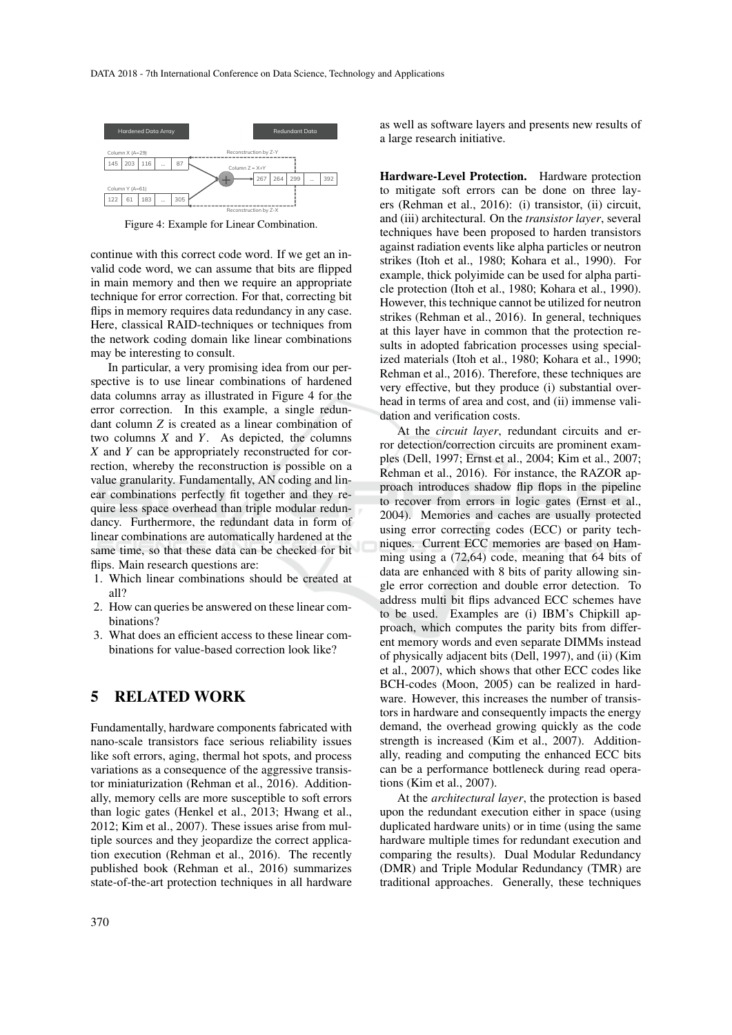Figure 4: Example for Linear Combination.

continue with this correct code word. If we get an invalid code word, we can assume that bits are flipped in main memory and then we require an appropriate technique for error correction. For that, correcting bit flips in memory requires data redundancy in any case. Here, classical RAID-techniques or techniques from the network coding domain like linear combinations may be interesting to consult.

In particular, a very promising idea from our perspective is to use linear combinations of hardened data columns array as illustrated in Figure 4 for the error correction. In this example, a single redundant column $Z$ is created as a linear combination of two columns $X$ and $Y$. As depicted, the columns $X$ and $Y$ can be appropriately reconstructed for correction, whereby the reconstruction is possible on a value granularity. Fundamentally, AN coding and linear combinations perfectly fit together and they require less space overhead than triple modular redundancy. Furthermore, the redundant data in form of linear combinations are automatically hardened at the same time, so that these data can be checked for bit flips. Main research questions are:

1. Which linear combinations should be created at all?
2. How can queries be answered on these linear combinations?
3. What does an efficient access to these linear combinations for value-based correction look like?

## 5 RELATED WORK

Fundamentally, hardware components fabricated with nano-scale transistors face serious reliability issues like soft errors, aging, thermal hot spots, and process variations as a consequence of the aggressive transistor miniaturization (Rehman et al., 2016). Additionally, memory cells are more susceptible to soft errors than logic gates (Henkel et al., 2013; Hwang et al., 2012; Kim et al., 2007). These issues arise from multiple sources and they jeopardize the correct application execution (Rehman et al., 2016). The recently published book (Rehman et al., 2016) summarizes state-of-the-art protection techniques in all hardware as well as software layers and presents new results of a large research initiative.

**Hardware-Level Protection.** Hardware protection to mitigate soft errors can be done on three layers (Rehman et al., 2016): (i) transistor, (ii) circuit, and (iii) architectural. On the *transistor layer*, several techniques have been proposed to harden transistors against radiation events like alpha particles or neutron strikes (Itoh et al., 1980; Kohara et al., 1990). For example, thick polyimide can be used for alpha particle protection (Itoh et al., 1980; Kohara et al., 1990). However, this technique cannot be utilized for neutron strikes (Rehman et al., 2016). In general, techniques at this layer have in common that the protection results in adopted fabrication processes using specialized materials (Itoh et al., 1980; Kohara et al., 1990; Rehman et al., 2016). Therefore, these techniques are very effective, but they produce (i) substantial overhead in terms of area and cost, and (ii) immense validation and verification costs.

At the *circuit layer*, redundant circuits and error detection/correction circuits are prominent examples (Dell, 1997; Ernst et al., 2004; Kim et al., 2007; Rehman et al., 2016). For instance, the RAZOR approach introduces shadow flip flops in the pipeline to recover from errors in logic gates (Ernst et al., 2004). Memories and caches are usually protected using error correcting codes (ECC) or parity techniques. Current ECC memories are based on Hamming using a (72,64) code, meaning that 64 bits of data are enhanced with 8 bits of parity allowing single error correction and double error detection. To address multi bit flips advanced ECC schemes have to be used. Examples are (i) IBM's Chipkill approach, which computes the parity bits from different memory words and even separate DIMMs instead of physically adjacent bits (Dell, 1997), and (ii) (Kim et al., 2007), which shows that other ECC codes like BCH-codes (Moon, 2005) can be realized in hardware. However, this increases the number of transistors in hardware and consequently impacts the energy demand, the overhead growing quickly as the code strength is increased (Kim et al., 2007). Additionally, reading and computing the enhanced ECC bits can be a performance bottleneck during read operations (Kim et al., 2007).

At the *architectural layer*, the protection is based upon the redundant execution either in space (using duplicated hardware units) or in time (using the same hardware multiple times for redundant execution and comparing the results). Dual Modular Redundancy (DMR) and Triple Modular Redundancy (TMR) are traditional approaches. Generally, these techniques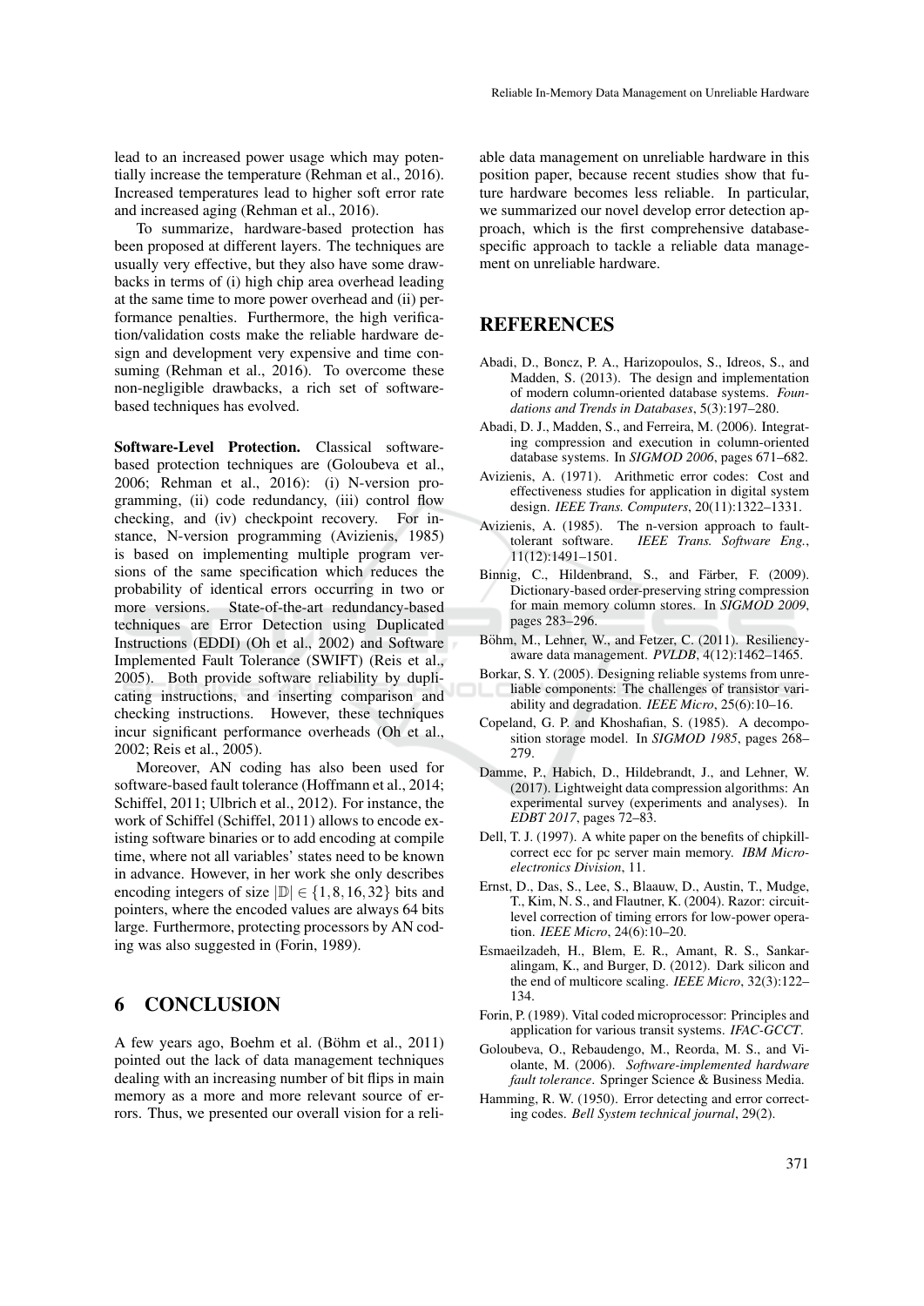lead to an increased power usage which may potentially increase the temperature (Rehman et al., 2016). Increased temperatures lead to higher soft error rate and increased aging (Rehman et al., 2016).

To summarize, hardware-based protection has been proposed at different layers. The techniques are usually very effective, but they also have some drawbacks in terms of (i) high chip area overhead leading at the same time to more power overhead and (ii) performance penalties. Furthermore, the high verification/validation costs make the reliable hardware design and development very expensive and time consuming (Rehman et al., 2016). To overcome these non-negligible drawbacks, a rich set of software-based techniques has evolved.

**Software-Level Protection.** Classical software-based protection techniques are (Goloubeva et al., 2006; Rehman et al., 2016): (i) N-version programming, (ii) code redundancy, (iii) control flow checking, and (iv) checkpoint recovery. For instance, N-version programming (Avizienis, 1985) is based on implementing multiple program versions of the same specification which reduces the probability of identical errors occurring in two or more versions. State-of-the-art redundancy-based techniques are Error Detection using Duplicated Instructions (EDDI) (Oh et al., 2002) and Software Implemented Fault Tolerance (SWIFT) (Reis et al., 2005). Both provide software reliability by duplicating instructions, and inserting comparison and checking instructions. However, these techniques incur significant performance overheads (Oh et al., 2002; Reis et al., 2005).

Moreover, AN coding has also been used for software-based fault tolerance (Hoffmann et al., 2014; Schiffel, 2011; Ulbrich et al., 2012). For instance, the work of Schiffel (Schiffel, 2011) allows to encode existing software binaries or to add encoding at compile time, where not all variables' states need to be known in advance. However, in her work she only describes encoding integers of size $|\mathbb{D}| \in \{1, 8, 16, 32\}$ bits and pointers, where the encoded values are always 64 bits large. Furthermore, protecting processors by AN coding was also suggested in (Forin, 1989).

## 6 CONCLUSION

A few years ago, Boehm et al. (Böhm et al., 2011) pointed out the lack of data management techniques dealing with an increasing number of bit flips in main memory as a more and more relevant source of errors. Thus, we presented our overall vision for a reliable data management on unreliable hardware in this position paper, because recent studies show that future hardware becomes less reliable. In particular, we summarized our novel develop error detection approach, which is the first comprehensive database-specific approach to tackle a reliable data management on unreliable hardware.

## REFERENCES

Abadi, D., Boncz, P. A., Harizopoulos, S., Idreos, S., and Madden, S. (2013). The design and implementation of modern column-oriented database systems. *Foundations and Trends in Databases*, 5(3):197–280.

Abadi, D. J., Madden, S., and Ferreira, M. (2006). Integrating compression and execution in column-oriented database systems. In *SIGMOD 2006*, pages 671–682.

Avizienis, A. (1971). Arithmetic error codes: Cost and effectiveness studies for application in digital system design. *IEEE Trans. Computers*, 20(11):1322–1331.

Avizienis, A. (1985). The n-version approach to fault-tolerant software. *IEEE Trans. Software Eng.*, 11(12):1491–1501.

Binnig, C., Hildenbrand, S., and Färber, F. (2009). Dictionary-based order-preserving string compression for main memory column stores. In *SIGMOD 2009*, pages 283–296.

Böhm, M., Lehner, W., and Fetzer, C. (2011). Resiliency-aware data management. *PVLDB*, 4(12):1462–1465.

Borkar, S. Y. (2005). Designing reliable systems from unreliable components: The challenges of transistor variability and degradation. *IEEE Micro*, 25(6):10–16.

Copeland, G. P. and Khoshafian, S. (1985). A decomposition storage model. In *SIGMOD 1985*, pages 268–279.

Damme, P., Habich, D., Hildebrandt, J., and Lehner, W. (2017). Lightweight data compression algorithms: An experimental survey (experiments and analyses). In *EDBT 2017*, pages 72–83.

Dell, T. J. (1997). A white paper on the benefits of chipkill-correct ecc for pc server main memory. *IBM Microelectronics Division*, 11.

Ernst, D., Das, S., Lee, S., Blaauw, D., Austin, T., Mudge, T., Kim, N. S., and Flautner, K. (2004). Razor: circuit-level correction of timing errors for low-power operation. *IEEE Micro*, 24(6):10–20.

Esmaeilzadeh, H., Blem, E. R., Amant, R. S., Sankaralingam, K., and Burger, D. (2012). Dark silicon and the end of multicore scaling. *IEEE Micro*, 32(3):122–134.

Forin, P. (1989). Vital coded microprocessor: Principles and application for various transit systems. *IFAC-GCCT*.

Goloubeva, O., Rebaudengo, M., Reorda, M. S., and Violante, M. (2006). *Software-implemented hardware fault tolerance*. Springer Science & Business Media.

Hamming, R. W. (1950). Error detecting and error correcting codes. *Bell System technical journal*, 29(2).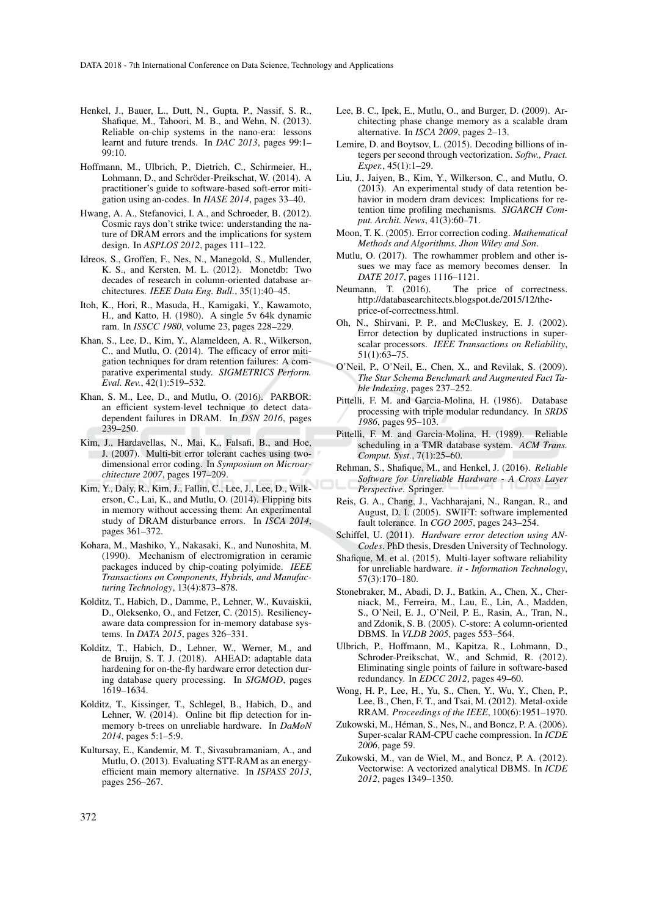Henkel, J., Bauer, L., Dutt, N., Gupta, P., Nassif, S. R., Shafique, M., Tahoori, M. B., and Wehn, N. (2013). Reliable on-chip systems in the nano-era: lessons learnt and future trends. In *DAC 2013*, pages 99:1–99:10.

Hoffmann, M., Ulbrich, P., Dietrich, C., Schirmeier, H., Lohmann, D., and Schröder-Preikschat, W. (2014). A practitioner's guide to software-based soft-error mitigation using an-codes. In *HASE 2014*, pages 33–40.

Hwang, A. A., Stefanovici, I. A., and Schroeder, B. (2012). Cosmic rays don't strike twice: understanding the nature of DRAM errors and the implications for system design. In *ASPLOS 2012*, pages 111–122.

Idreos, S., Groffen, F., Nes, N., Manegold, S., Mullender, K. S., and Kersten, M. L. (2012). Monetdb: Two decades of research in column-oriented database architectures. *IEEE Data Eng. Bull.*, 35(1):40–45.

Itoh, K., Hori, R., Masuda, H., Kamigaki, Y., Kawamoto, H., and Katto, H. (1980). A single 5v 64k dynamic ram. In *ISSCC 1980*, volume 23, pages 228–229.

Khan, S., Lee, D., Kim, Y., Alameldeen, A. R., Wilkerson, C., and Mutlu, O. (2014). The efficacy of error mitigation techniques for dram retention failures: A comparative experimental study. *SIGMETRICS Perform. Eval. Rev.*, 42(1):519–532.

Khan, S. M., Lee, D., and Mutlu, O. (2016). PARBOR: an efficient system-level technique to detect data-dependent failures in DRAM. In *DSN 2016*, pages 239–250.

Kim, J., Hardavellas, N., Mai, K., Falsafi, B., and Hoe, J. (2007). Multi-bit error tolerant caches using two-dimensional error coding. In *Symposium on Microarchitecture 2007*, pages 197–209.

Kim, Y., Daly, R., Kim, J., Fallin, C., Lee, J., Lee, D., Wilkerson, C., Lai, K., and Mutlu, O. (2014). Flipping bits in memory without accessing them: An experimental study of DRAM disturbance errors. In *ISCA 2014*, pages 361–372.

Kohara, M., Mashiko, Y., Nakasaki, K., and Nunoshita, M. (1990). Mechanism of electromigration in ceramic packages induced by chip-coating polyimide. *IEEE Transactions on Components, Hybrids, and Manufacturing Technology*, 13(4):873–878.

Kolditz, T., Habich, D., Damme, P., Lehner, W., Kuvaiskii, D., Oleksenko, O., and Fetzer, C. (2015). Resiliency-aware data compression for in-memory database systems. In *DATA 2015*, pages 326–331.

Kolditz, T., Habich, D., Lehner, W., Werner, M., and de Bruijn, S. T. J. (2018). AHEAD: adaptable data hardening for on-the-fly hardware error detection during database query processing. In *SIGMOD*, pages 1619–1634.

Kolditz, T., Kissinger, T., Schlegel, B., Habich, D., and Lehner, W. (2014). Online bit flip detection for in-memory b-trees on unreliable hardware. In *DaMoN 2014*, pages 5:1–5:9.

Kultursay, E., Kandemir, M. T., Sivasubramaniam, A., and Mutlu, O. (2013). Evaluating STT-RAM as an energy-efficient main memory alternative. In *ISPASS 2013*, pages 256–267.

Lee, B. C., Ipek, E., Mutlu, O., and Burger, D. (2009). Architecting phase change memory as a scalable dram alternative. In *ISCA 2009*, pages 2–13.

Lemire, D. and Boytsov, L. (2015). Decoding billions of integers per second through vectorization. *Softw., Pract. Exper.*, 45(1):1–29.

Liu, J., Jaiyen, B., Kim, Y., Wilkerson, C., and Mutlu, O. (2013). An experimental study of data retention behavior in modern dram devices: Implications for retention time profiling mechanisms. *SIGARCH Comput. Archit. News*, 41(3):60–71.

Moon, T. K. (2005). Error correction coding. *Mathematical Methods and Algorithms. Jhon Wiley and Son*.

Mutlu, O. (2017). The rowhammer problem and other issues we may face as memory becomes denser. In *DATE 2017*, pages 1116–1121.

Neumann, T. (2016). The price of correctness. http://databasearchitects.blogspot.de/2015/12/the-price-of-correctness.html.

Oh, N., Shirvani, P. P., and McCluskey, E. J. (2002). Error detection by duplicated instructions in super-scalar processors. *IEEE Transactions on Reliability*, 51(1):63–75.

O'Neil, P., O'Neil, E., Chen, X., and Revilak, S. (2009). *The Star Schema Benchmark and Augmented Fact Table Indexing*, pages 237–252.

Pittelli, F. M. and Garcia-Molina, H. (1986). Database processing with triple modular redundancy. In *SRDS 1986*, pages 95–103.

Pittelli, F. M. and Garcia-Molina, H. (1989). Reliable scheduling in a TMR database system. *ACM Trans. Comput. Syst.*, 7(1):25–60.

Rehman, S., Shafique, M., and Henkel, J. (2016). *Reliable Software for Unreliable Hardware - A Cross Layer Perspective*. Springer.

Reis, G. A., Chang, J., Vachharajani, N., Rangan, R., and August, D. I. (2005). SWIFT: software implemented fault tolerance. In *CGO 2005*, pages 243–254.

Schiffel, U. (2011). *Hardware error detection using AN-Codes*. PhD thesis, Dresden University of Technology.

Shafique, M. et al. (2015). Multi-layer software reliability for unreliable hardware. *it - Information Technology*, 57(3):170–180.

Stonebraker, M., Abadi, D. J., Batkin, A., Chen, X., Cherniack, M., Ferreira, M., Lau, E., Lin, A., Madden, S., O'Neil, E. J., O'Neil, P. E., Rasin, A., Tran, N., and Zdonik, S. B. (2005). C-store: A column-oriented DBMS. In *VLDB 2005*, pages 553–564.

Ulbrich, P., Hoffmann, M., Kapitza, R., Lohmann, D., Schroder-Preikschat, W., and Schmid, R. (2012). Eliminating single points of failure in software-based redundancy. In *EDCC 2012*, pages 49–60.

Wong, H. P., Lee, H., Yu, S., Chen, Y., Wu, Y., Chen, P., Lee, B., Chen, F. T., and Tsai, M. (2012). Metal-oxide RRAM. *Proceedings of the IEEE*, 100(6):1951–1970.

Zukowski, M., Héman, S., Nes, N., and Boncz, P. A. (2006). Super-scalar RAM-CPU cache compression. In *ICDE 2006*, page 59.

Zukowski, M., van de Wiel, M., and Boncz, P. A. (2012). Vectorwise: A vectorized analytical DBMS. In *ICDE 2012*, pages 1349–1350.